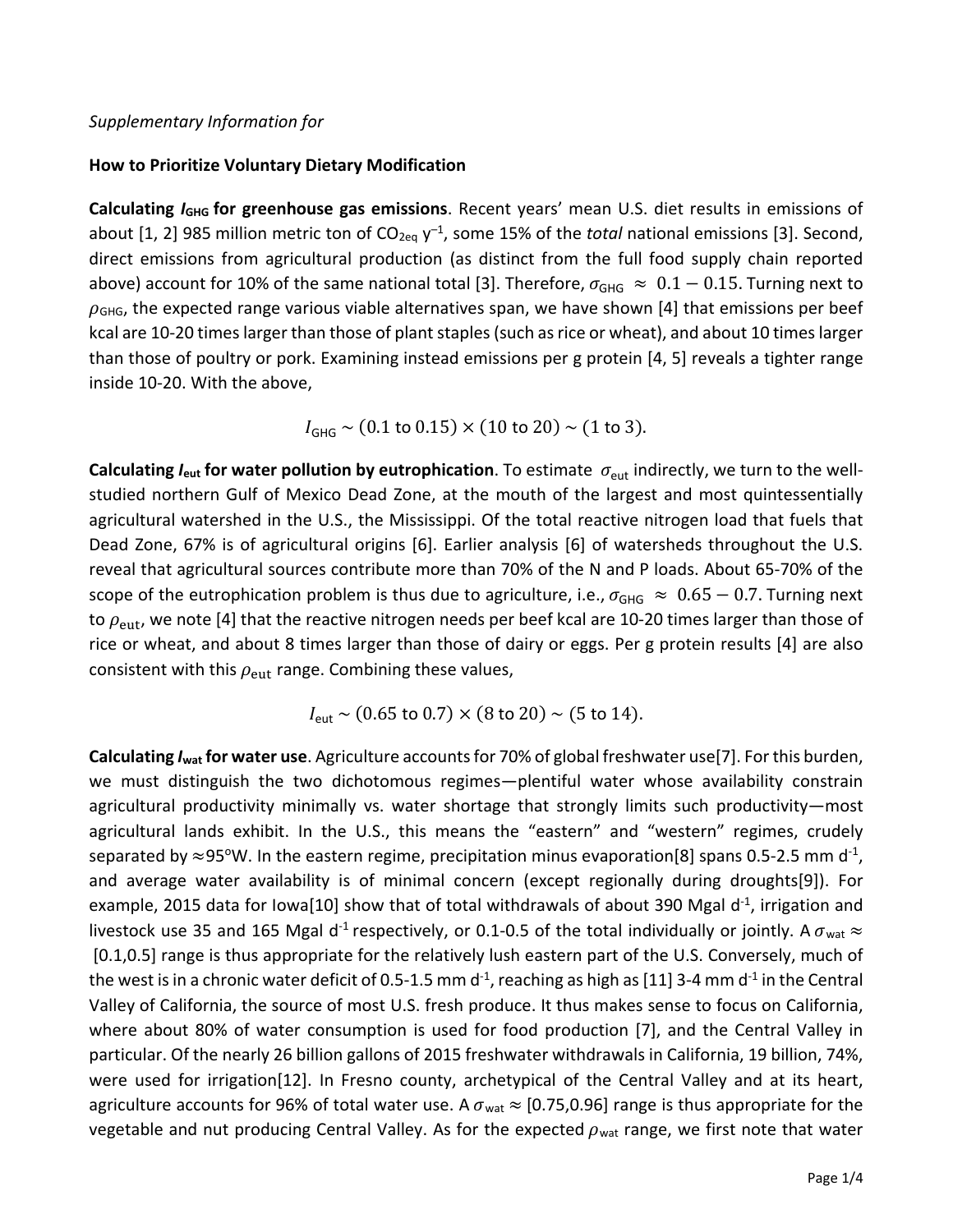*Supplementary Information for*

**How to Prioritize Voluntary Dietary Modification**

**Calculating $I_{GHG}$ for greenhouse gas emissions**. Recent years' mean U.S. diet results in emissions of about [1, 2] 985 million metric ton of $CO_{2eq}$ $y^{-1}$, some 15% of the *total* national emissions [3]. Second, direct emissions from agricultural production (as distinct from the full food supply chain reported above) account for 10% of the same national total [3]. Therefore, $\sigma_{GHG} \approx 0.1 - 0.15$. Turning next to $\rho_{GHG}$, the expected range various viable alternatives span, we have shown [4] that emissions per beef kcal are 10-20 times larger than those of plant staples (such as rice or wheat), and about 10 times larger than those of poultry or pork. Examining instead emissions per g protein [4, 5] reveals a tighter range inside 10-20. With the above,

$$I_{GHG} \sim (0.1 \text{ to } 0.15) \times (10 \text{ to } 20) \sim (1 \text{ to } 3).$$

**Calculating $I_{eut}$ for water pollution by eutrophication**. To estimate $\sigma_{eut}$ indirectly, we turn to the well-studied northern Gulf of Mexico Dead Zone, at the mouth of the largest and most quintessentially agricultural watershed in the U.S., the Mississippi. Of the total reactive nitrogen load that fuels that Dead Zone, 67% is of agricultural origins [6]. Earlier analysis [6] of watersheds throughout the U.S. reveal that agricultural sources contribute more than 70% of the N and P loads. About 65-70% of the scope of the eutrophication problem is thus due to agriculture, i.e., $\sigma_{GHG} \approx 0.65 - 0.7$. Turning next to $\rho_{eut}$, we note [4] that the reactive nitrogen needs per beef kcal are 10-20 times larger than those of rice or wheat, and about 8 times larger than those of dairy or eggs. Per g protein results [4] are also consistent with this $\rho_{eut}$ range. Combining these values,

$$I_{eut} \sim (0.65 \text{ to } 0.7) \times (8 \text{ to } 20) \sim (5 \text{ to } 14).$$

**Calculating $I_{wat}$ for water use**. Agriculture accounts for 70% of global freshwater use[7]. For this burden, we must distinguish the two dichotomous regimes—plentiful water whose availability constrain agricultural productivity minimally vs. water shortage that strongly limits such productivity—most agricultural lands exhibit. In the U.S., this means the "eastern" and "western" regimes, crudely separated by $\approx$95°W. In the eastern regime, precipitation minus evaporation[8] spans 0.5-2.5 mm $d^{-1}$, and average water availability is of minimal concern (except regionally during droughts[9]). For example, 2015 data for Iowa[10] show that of total withdrawals of about 390 Mgal $d^{-1}$, irrigation and livestock use 35 and 165 Mgal $d^{-1}$ respectively, or 0.1-0.5 of the total individually or jointly. A $\sigma_{wat} \approx [0.1,0.5]$ range is thus appropriate for the relatively lush eastern part of the U.S. Conversely, much of the west is in a chronic water deficit of 0.5-1.5 mm $d^{-1}$, reaching as high as [11] 3-4 mm $d^{-1}$ in the Central Valley of California, the source of most U.S. fresh produce. It thus makes sense to focus on California, where about 80% of water consumption is used for food production [7], and the Central Valley in particular. Of the nearly 26 billion gallons of 2015 freshwater withdrawals in California, 19 billion, 74%, were used for irrigation[12]. In Fresno county, archetypical of the Central Valley and at its heart, agriculture accounts for 96% of total water use. A $\sigma_{wat} \approx [0.75,0.96]$ range is thus appropriate for the vegetable and nut producing Central Valley. As for the expected $\rho_{wat}$ range, we first note that water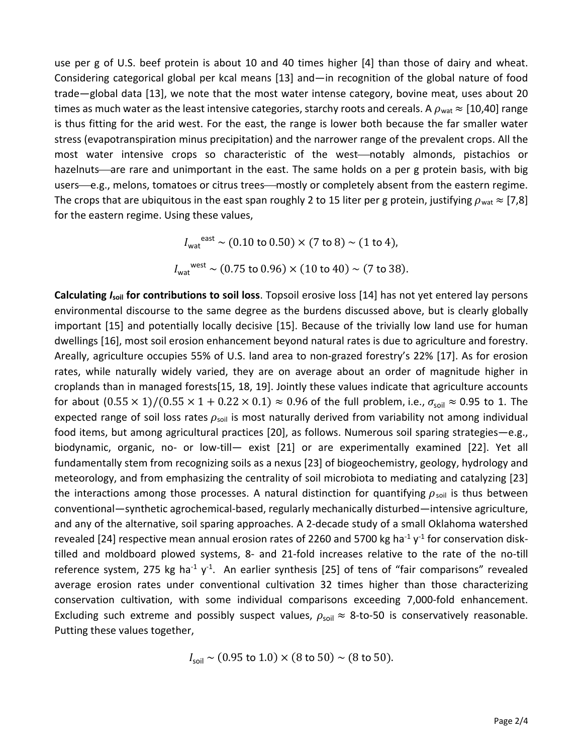use per g of U.S. beef protein is about 10 and 40 times higher [4] than those of dairy and wheat. Considering categorical global per kcal means [13] and—in recognition of the global nature of food trade—global data [13], we note that the most water intense category, bovine meat, uses about 20 times as much water as the least intensive categories, starchy roots and cereals. A $\rho_{\text{wat}} \approx [10,40]$ range is thus fitting for the arid west. For the east, the range is lower both because the far smaller water stress (evapotranspiration minus precipitation) and the narrower range of the prevalent crops. All the most water intensive crops so characteristic of the west—notably almonds, pistachios or hazelnuts—are rare and unimportant in the east. The same holds on a per g protein basis, with big users—e.g., melons, tomatoes or citrus trees—mostly or completely absent from the eastern regime. The crops that are ubiquitous in the east span roughly 2 to 15 liter per g protein, justifying $\rho_{\text{wat}} \approx [7,8]$ for the eastern regime. Using these values,

$$I_{\text{wat}}^{\text{ east}} \sim (0.10 \text{ to } 0.50) \times (7 \text{ to } 8) \sim (1 \text{ to } 4),$$

$$I_{\text{wat}}^{\text{ west}} \sim (0.75 \text{ to } 0.96) \times (10 \text{ to } 40) \sim (7 \text{ to } 38).$$

**Calculating $I_{\text{soil}}$ for contributions to soil loss**. Topsoil erosive loss [14] has not yet entered lay persons environmental discourse to the same degree as the burdens discussed above, but is clearly globally important [15] and potentially locally decisive [15]. Because of the trivially low land use for human dwellings [16], most soil erosion enhancement beyond natural rates is due to agriculture and forestry. Areally, agriculture occupies 55% of U.S. land area to non-grazed forestry's 22% [17]. As for erosion rates, while naturally widely varied, they are on average about an order of magnitude higher in croplands than in managed forests[15, 18, 19]. Jointly these values indicate that agriculture accounts for about $(0.55 \times 1)/(0.55 \times 1 + 0.22 \times 0.1) \approx 0.96$ of the full problem, i.e., $\sigma_{\text{soil}} \approx 0.95$ to 1. The expected range of soil loss rates $\rho_{\text{soil}}$ is most naturally derived from variability not among individual food items, but among agricultural practices [20], as follows. Numerous soil sparing strategies—e.g., biodynamic, organic, no- or low-till— exist [21] or are experimentally examined [22]. Yet all fundamentally stem from recognizing soils as a nexus [23] of biogeochemistry, geology, hydrology and meteorology, and from emphasizing the centrality of soil microbiota to mediating and catalyzing [23] the interactions among those processes. A natural distinction for quantifying $\rho_{\text{soil}}$ is thus between conventional—synthetic agrochemical-based, regularly mechanically disturbed—intensive agriculture, and any of the alternative, soil sparing approaches. A 2-decade study of a small Oklahoma watershed revealed [24] respective mean annual erosion rates of 2260 and 5700 kg ha$^{-1}$ y$^{-1}$ for conservation disk-tilled and moldboard plowed systems, 8- and 21-fold increases relative to the rate of the no-till reference system, 275 kg ha$^{-1}$ y$^{-1}$. An earlier synthesis [25] of tens of "fair comparisons" revealed average erosion rates under conventional cultivation 32 times higher than those characterizing conservation cultivation, with some individual comparisons exceeding 7,000-fold enhancement. Excluding such extreme and possibly suspect values, $\rho_{\text{soil}} \approx$ 8-to-50 is conservatively reasonable. Putting these values together,

$$I_{\text{soil}} \sim (0.95 \text{ to } 1.0) \times (8 \text{ to } 50) \sim (8 \text{ to } 50).$$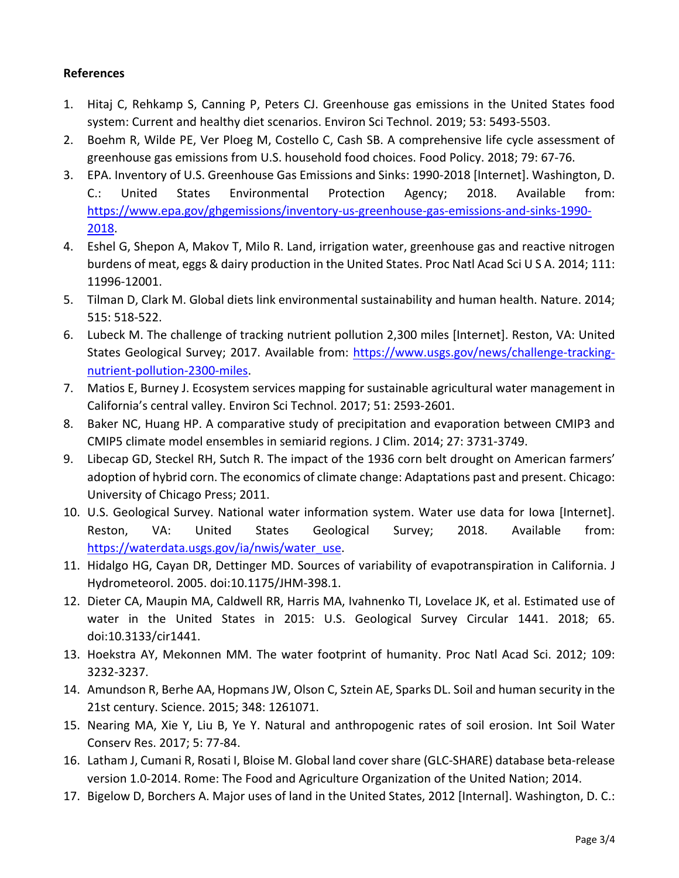**References**

1. Hitaj C, Rehkamp S, Canning P, Peters CJ. Greenhouse gas emissions in the United States food system: Current and healthy diet scenarios. Environ Sci Technol. 2019; 53: 5493-5503.
2. Boehm R, Wilde PE, Ver Ploeg M, Costello C, Cash SB. A comprehensive life cycle assessment of greenhouse gas emissions from U.S. household food choices. Food Policy. 2018; 79: 67-76.
3. EPA. Inventory of U.S. Greenhouse Gas Emissions and Sinks: 1990-2018 [Internet]. Washington, D. C.: United States Environmental Protection Agency; 2018. Available from: https://www.epa.gov/ghgemissions/inventory-us-greenhouse-gas-emissions-and-sinks-1990-2018.
4. Eshel G, Shepon A, Makov T, Milo R. Land, irrigation water, greenhouse gas and reactive nitrogen burdens of meat, eggs & dairy production in the United States. Proc Natl Acad Sci U S A. 2014; 111: 11996-12001.
5. Tilman D, Clark M. Global diets link environmental sustainability and human health. Nature. 2014; 515: 518-522.
6. Lubeck M. The challenge of tracking nutrient pollution 2,300 miles [Internet]. Reston, VA: United States Geological Survey; 2017. Available from: https://www.usgs.gov/news/challenge-tracking-nutrient-pollution-2300-miles.
7. Matios E, Burney J. Ecosystem services mapping for sustainable agricultural water management in California's central valley. Environ Sci Technol. 2017; 51: 2593-2601.
8. Baker NC, Huang HP. A comparative study of precipitation and evaporation between CMIP3 and CMIP5 climate model ensembles in semiarid regions. J Clim. 2014; 27: 3731-3749.
9. Libecap GD, Steckel RH, Sutch R. The impact of the 1936 corn belt drought on American farmers' adoption of hybrid corn. The economics of climate change: Adaptations past and present. Chicago: University of Chicago Press; 2011.
10. U.S. Geological Survey. National water information system. Water use data for Iowa [Internet]. Reston, VA: United States Geological Survey; 2018. Available from: https://waterdata.usgs.gov/ia/nwis/water_use.
11. Hidalgo HG, Cayan DR, Dettinger MD. Sources of variability of evapotranspiration in California. J Hydrometeorol. 2005. doi:10.1175/JHM-398.1.
12. Dieter CA, Maupin MA, Caldwell RR, Harris MA, Ivahnenko TI, Lovelace JK, et al. Estimated use of water in the United States in 2015: U.S. Geological Survey Circular 1441. 2018; 65. doi:10.3133/cir1441.
13. Hoekstra AY, Mekonnen MM. The water footprint of humanity. Proc Natl Acad Sci. 2012; 109: 3232-3237.
14. Amundson R, Berhe AA, Hopmans JW, Olson C, Sztein AE, Sparks DL. Soil and human security in the 21st century. Science. 2015; 348: 1261071.
15. Nearing MA, Xie Y, Liu B, Ye Y. Natural and anthropogenic rates of soil erosion. Int Soil Water Conserv Res. 2017; 5: 77-84.
16. Latham J, Cumani R, Rosati I, Bloise M. Global land cover share (GLC-SHARE) database beta-release version 1.0-2014. Rome: The Food and Agriculture Organization of the United Nation; 2014.
17. Bigelow D, Borchers A. Major uses of land in the United States, 2012 [Internal]. Washington, D. C.: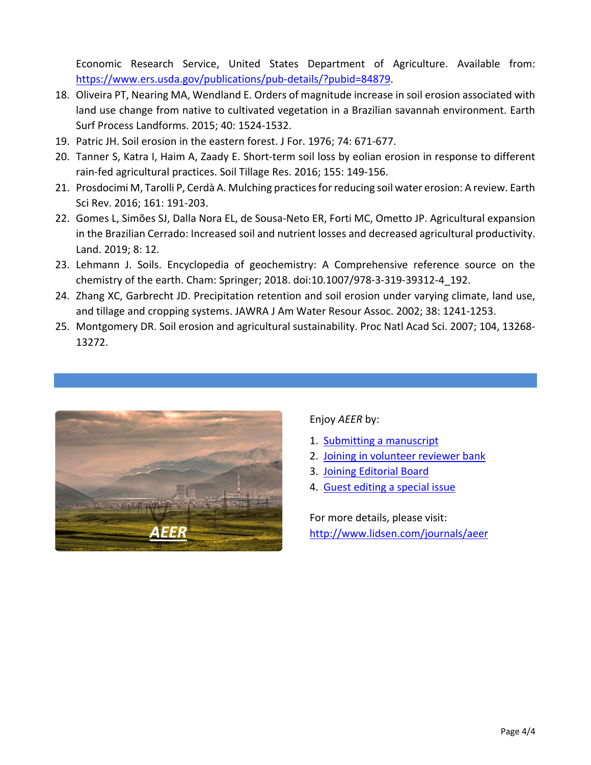Economic Research Service, United States Department of Agriculture. Available from: https://www.ers.usda.gov/publications/pub-details/?pubid=84879.

18. Oliveira PT, Nearing MA, Wendland E. Orders of magnitude increase in soil erosion associated with land use change from native to cultivated vegetation in a Brazilian savannah environment. Earth Surf Process Landforms. 2015; 40: 1524-1532.
19. Patric JH. Soil erosion in the eastern forest. J For. 1976; 74: 671-677.
20. Tanner S, Katra I, Haim A, Zaady E. Short-term soil loss by eolian erosion in response to different rain-fed agricultural practices. Soil Tillage Res. 2016; 155: 149-156.
21. Prosdocimi M, Tarolli P, Cerdà A. Mulching practices for reducing soil water erosion: A review. Earth Sci Rev. 2016; 161: 191-203.
22. Gomes L, Simões SJ, Dalla Nora EL, de Sousa-Neto ER, Forti MC, Ometto JP. Agricultural expansion in the Brazilian Cerrado: Increased soil and nutrient losses and decreased agricultural productivity. Land. 2019; 8: 12.
23. Lehmann J. Soils. Encyclopedia of geochemistry: A Comprehensive reference source on the chemistry of the earth. Cham: Springer; 2018. doi:10.1007/978-3-319-39312-4_192.
24. Zhang XC, Garbrecht JD. Precipitation retention and soil erosion under varying climate, land use, and tillage and cropping systems. JAWRA J Am Water Resour Assoc. 2002; 38: 1241-1253.
25. Montgomery DR. Soil erosion and agricultural sustainability. Proc Natl Acad Sci. 2007; 104, 13268-13272.

AEER

Enjoy *AEER* by:

1. Submitting a manuscript
2. Joining in volunteer reviewer bank
3. Joining Editorial Board
4. Guest editing a special issue

For more details, please visit:
http://www.lidsen.com/journals/aeer